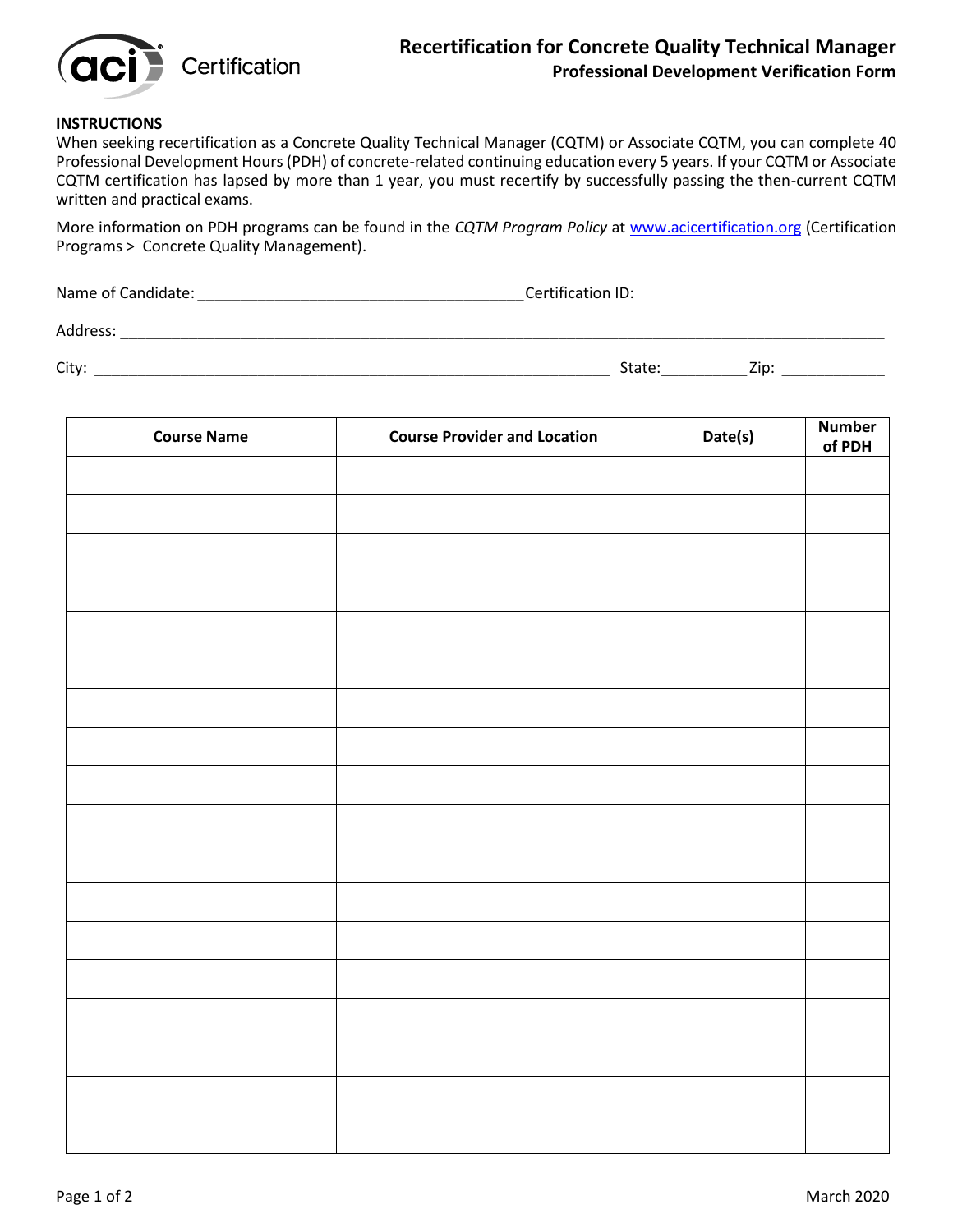aci Certification

# Recertification for Concrete Quality Technical Manager

## Professional Development Verification Form

**INSTRUCTIONS**

When seeking recertification as a Concrete Quality Technical Manager (CQTM) or Associate CQTM, you can complete 40 Professional Development Hours (PDH) of concrete-related continuing education every 5 years. If your CQTM or Associate CQTM certification has lapsed by more than 1 year, you must recertify by successfully passing the then-current CQTM written and practical exams.

More information on PDH programs can be found in the *CQTM Program Policy* at www.acicertification.org (Certification Programs > Concrete Quality Management).

Name of Candidate: ______________________________________ Certification ID: ______________________________

Address: ____________________________________________________________________________________________

City: ____________________________________________________________ State: __________ Zip: ____________

| Course Name | Course Provider and Location | Date(s) | Number of PDH |
|---|---|---|---|
| | | | |
| | | | |
| | | | |
| | | | |
| | | | |
| | | | |
| | | | |
| | | | |
| | | | |
| | | | |
| | | | |
| | | | |
| | | | |
| | | | |
| | | | |
| | | | |
| | | | |
| | | | |

March 2020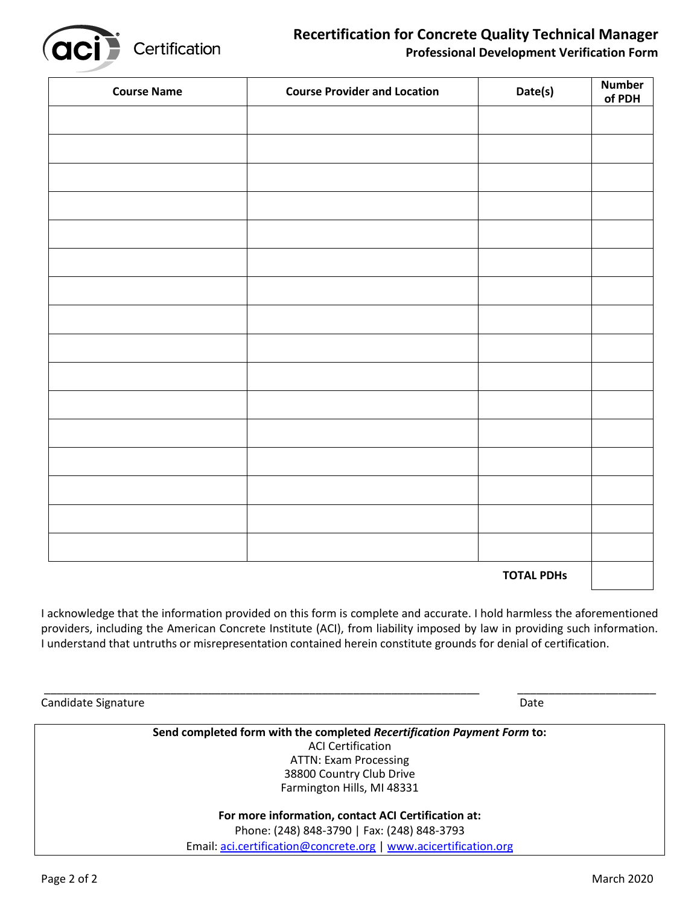# Recertification for Concrete Quality Technical Manager

## Professional Development Verification Form

| Course Name | Course Provider and Location | Date(s) | Number of PDH |
|---|---|---|---|
| | | | |
| | | | |
| | | | |
| | | | |
| | | | |
| | | | |
| | | | |
| | | | |
| | | | |
| | | | |
| | | | |
| | | | |
| | | | |
| | | | |
| | | | |
| | | | |
| | | **TOTAL PDHs** | |

I acknowledge that the information provided on this form is complete and accurate. I hold harmless the aforementioned providers, including the American Concrete Institute (ACI), from liability imposed by law in providing such information. I understand that untruths or misrepresentation contained herein constitute grounds for denial of certification.

\_\_\_\_\_\_\_\_\_\_\_\_\_\_\_\_\_\_\_\_\_\_\_\_\_\_\_\_\_\_\_\_\_\_\_\_\_\_\_\_\_\_\_\_\_\_\_\_\_\_\_\_\_\_\_\_\_\_\_\_ \_\_\_\_\_\_\_\_\_\_\_\_\_\_\_\_\_\_\_\_

Candidate Signature Date

**Send completed form with the completed *Recertification Payment Form* to:**
ACI Certification
ATTN: Exam Processing
38800 Country Club Drive
Farmington Hills, MI 48331

**For more information, contact ACI Certification at:**
Phone: (248) 848-3790 | Fax: (248) 848-3793
Email: aci.certification@concrete.org | www.acicertification.org

March 2020